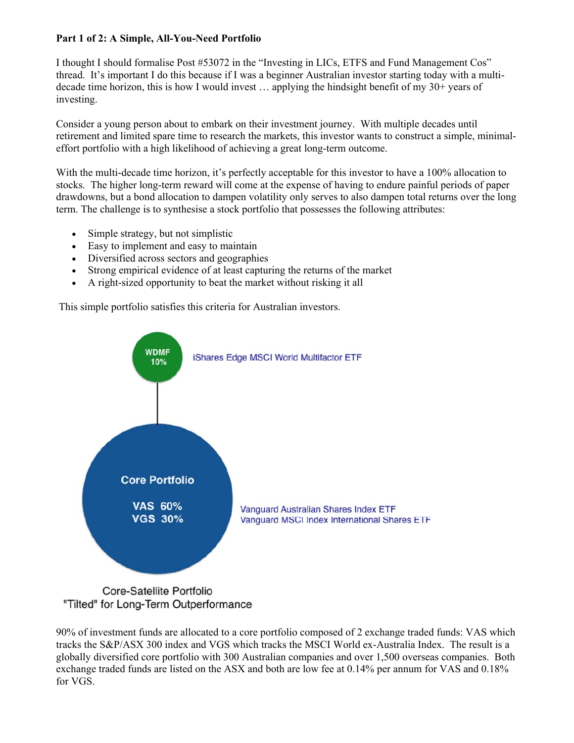**Part 1 of 2: A Simple, All-You-Need Portfolio**

I thought I should formalise Post #53072 in the "Investing in LICs, ETFS and Fund Management Cos" thread. It's important I do this because if I was a beginner Australian investor starting today with a multi-decade time horizon, this is how I would invest … applying the hindsight benefit of my 30+ years of investing.

Consider a young person about to embark on their investment journey. With multiple decades until retirement and limited spare time to research the markets, this investor wants to construct a simple, minimal-effort portfolio with a high likelihood of achieving a great long-term outcome.

With the multi-decade time horizon, it's perfectly acceptable for this investor to have a 100% allocation to stocks. The higher long-term reward will come at the expense of having to endure painful periods of paper drawdowns, but a bond allocation to dampen volatility only serves to also dampen total returns over the long term. The challenge is to synthesise a stock portfolio that possesses the following attributes:

- Simple strategy, but not simplistic
- Easy to implement and easy to maintain
- Diversified across sectors and geographies
- Strong empirical evidence of at least capturing the returns of the market
- A right-sized opportunity to beat the market without risking it all

This simple portfolio satisfies this criteria for Australian investors.

WDMF 10% — iShares Edge MSCI World Multifactor ETF

Core Portfolio

VAS 60% — Vanguard Australian Shares Index ETF
VGS 30% — Vanguard MSCI Index International Shares ETF

Core-Satellite Portfolio
"Tilted" for Long-Term Outperformance

90% of investment funds are allocated to a core portfolio composed of 2 exchange traded funds: VAS which tracks the S&P/ASX 300 index and VGS which tracks the MSCI World ex-Australia Index. The result is a globally diversified core portfolio with 300 Australian companies and over 1,500 overseas companies. Both exchange traded funds are listed on the ASX and both are low fee at 0.14% per annum for VAS and 0.18% for VGS.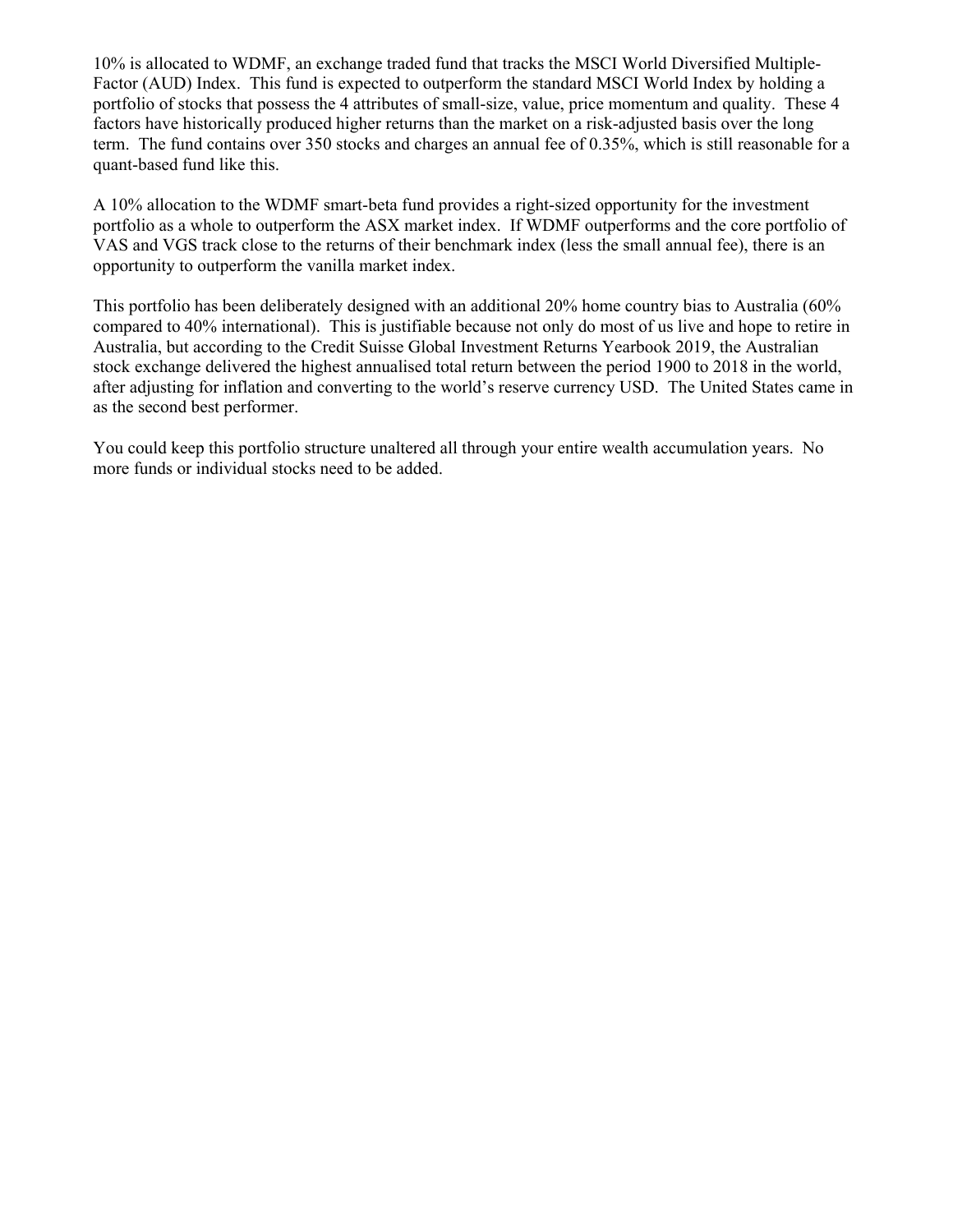10% is allocated to WDMF, an exchange traded fund that tracks the MSCI World Diversified Multiple-Factor (AUD) Index. This fund is expected to outperform the standard MSCI World Index by holding a portfolio of stocks that possess the 4 attributes of small-size, value, price momentum and quality. These 4 factors have historically produced higher returns than the market on a risk-adjusted basis over the long term. The fund contains over 350 stocks and charges an annual fee of 0.35%, which is still reasonable for a quant-based fund like this.

A 10% allocation to the WDMF smart-beta fund provides a right-sized opportunity for the investment portfolio as a whole to outperform the ASX market index. If WDMF outperforms and the core portfolio of VAS and VGS track close to the returns of their benchmark index (less the small annual fee), there is an opportunity to outperform the vanilla market index.

This portfolio has been deliberately designed with an additional 20% home country bias to Australia (60% compared to 40% international). This is justifiable because not only do most of us live and hope to retire in Australia, but according to the Credit Suisse Global Investment Returns Yearbook 2019, the Australian stock exchange delivered the highest annualised total return between the period 1900 to 2018 in the world, after adjusting for inflation and converting to the world's reserve currency USD. The United States came in as the second best performer.

You could keep this portfolio structure unaltered all through your entire wealth accumulation years. No more funds or individual stocks need to be added.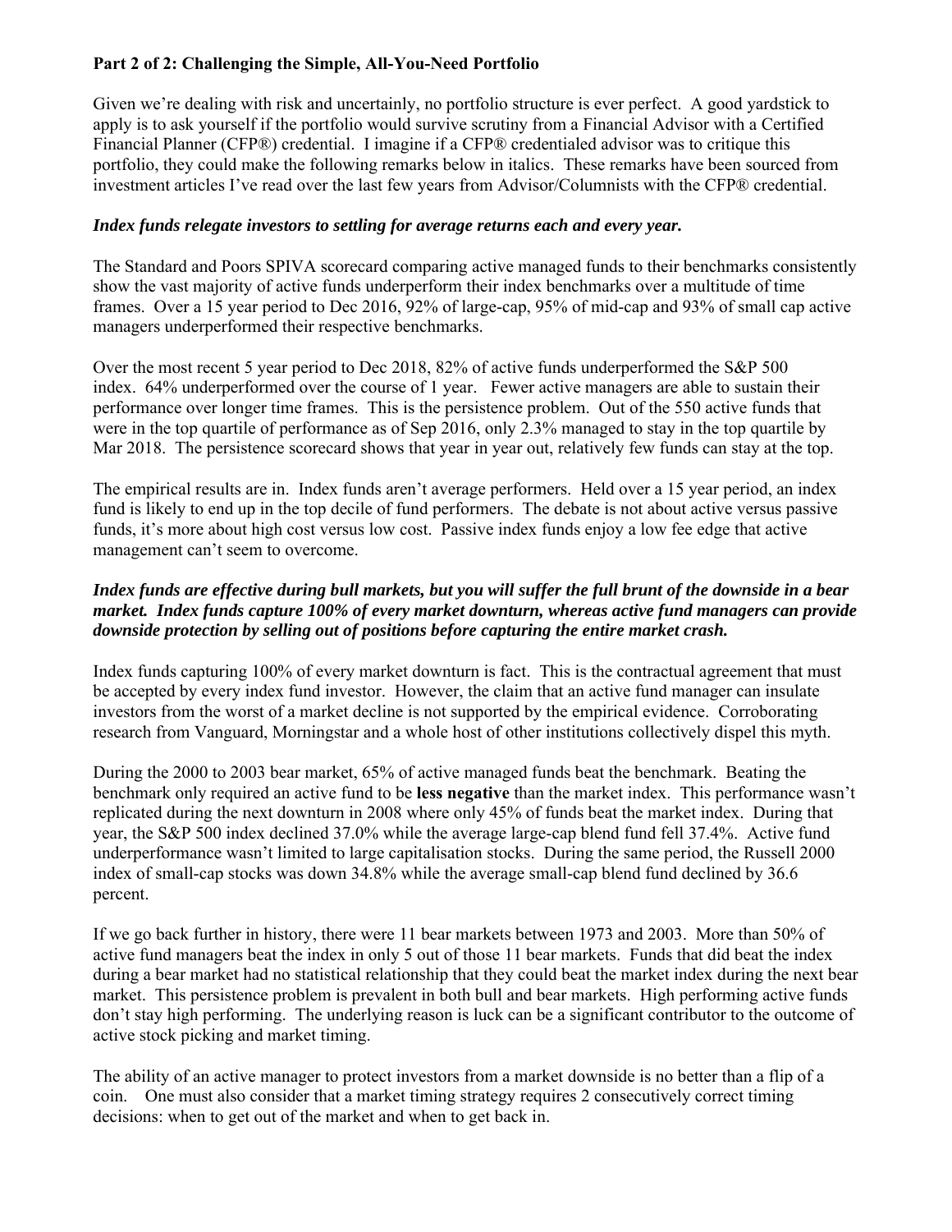## Part 2 of 2: Challenging the Simple, All-You-Need Portfolio

Given we're dealing with risk and uncertainly, no portfolio structure is ever perfect. A good yardstick to apply is to ask yourself if the portfolio would survive scrutiny from a Financial Advisor with a Certified Financial Planner (CFP®) credential. I imagine if a CFP® credentialed advisor was to critique this portfolio, they could make the following remarks below in italics. These remarks have been sourced from investment articles I've read over the last few years from Advisor/Columnists with the CFP® credential.

***Index funds relegate investors to settling for average returns each and every year.***

The Standard and Poors SPIVA scorecard comparing active managed funds to their benchmarks consistently show the vast majority of active funds underperform their index benchmarks over a multitude of time frames. Over a 15 year period to Dec 2016, 92% of large-cap, 95% of mid-cap and 93% of small cap active managers underperformed their respective benchmarks.

Over the most recent 5 year period to Dec 2018, 82% of active funds underperformed the S&P 500 index. 64% underperformed over the course of 1 year. Fewer active managers are able to sustain their performance over longer time frames. This is the persistence problem. Out of the 550 active funds that were in the top quartile of performance as of Sep 2016, only 2.3% managed to stay in the top quartile by Mar 2018. The persistence scorecard shows that year in year out, relatively few funds can stay at the top.

The empirical results are in. Index funds aren't average performers. Held over a 15 year period, an index fund is likely to end up in the top decile of fund performers. The debate is not about active versus passive funds, it's more about high cost versus low cost. Passive index funds enjoy a low fee edge that active management can't seem to overcome.

***Index funds are effective during bull markets, but you will suffer the full brunt of the downside in a bear market. Index funds capture 100% of every market downturn, whereas active fund managers can provide downside protection by selling out of positions before capturing the entire market crash.***

Index funds capturing 100% of every market downturn is fact. This is the contractual agreement that must be accepted by every index fund investor. However, the claim that an active fund manager can insulate investors from the worst of a market decline is not supported by the empirical evidence. Corroborating research from Vanguard, Morningstar and a whole host of other institutions collectively dispel this myth.

During the 2000 to 2003 bear market, 65% of active managed funds beat the benchmark. Beating the benchmark only required an active fund to be **less negative** than the market index. This performance wasn't replicated during the next downturn in 2008 where only 45% of funds beat the market index. During that year, the S&P 500 index declined 37.0% while the average large-cap blend fund fell 37.4%. Active fund underperformance wasn't limited to large capitalisation stocks. During the same period, the Russell 2000 index of small-cap stocks was down 34.8% while the average small-cap blend fund declined by 36.6 percent.

If we go back further in history, there were 11 bear markets between 1973 and 2003. More than 50% of active fund managers beat the index in only 5 out of those 11 bear markets. Funds that did beat the index during a bear market had no statistical relationship that they could beat the market index during the next bear market. This persistence problem is prevalent in both bull and bear markets. High performing active funds don't stay high performing. The underlying reason is luck can be a significant contributor to the outcome of active stock picking and market timing.

The ability of an active manager to protect investors from a market downside is no better than a flip of a coin. One must also consider that a market timing strategy requires 2 consecutively correct timing decisions: when to get out of the market and when to get back in.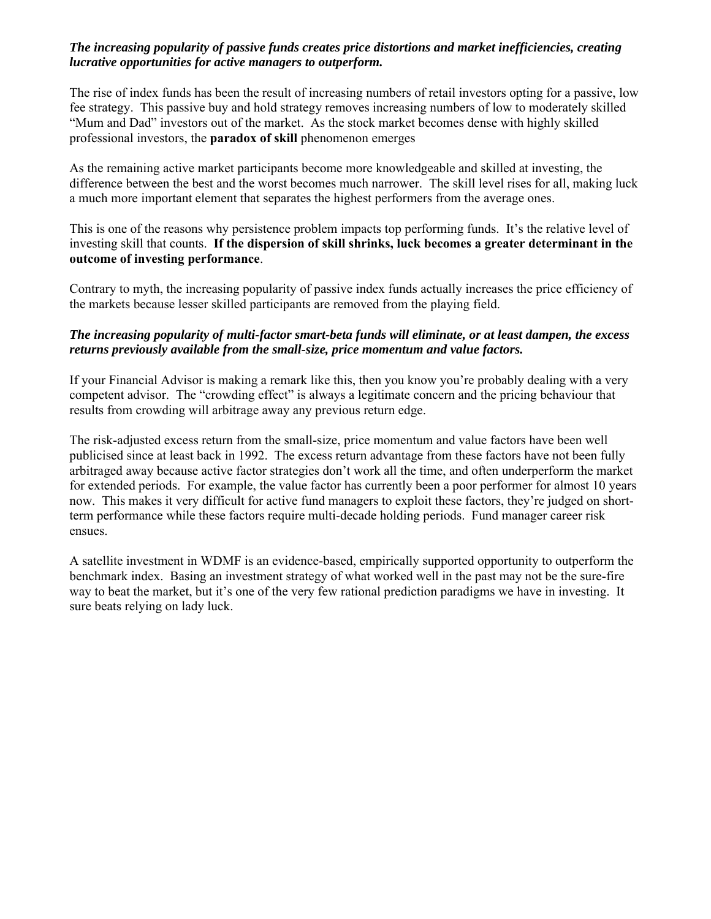***The increasing popularity of passive funds creates price distortions and market inefficiencies, creating lucrative opportunities for active managers to outperform.***

The rise of index funds has been the result of increasing numbers of retail investors opting for a passive, low fee strategy. This passive buy and hold strategy removes increasing numbers of low to moderately skilled "Mum and Dad" investors out of the market. As the stock market becomes dense with highly skilled professional investors, the **paradox of skill** phenomenon emerges

As the remaining active market participants become more knowledgeable and skilled at investing, the difference between the best and the worst becomes much narrower. The skill level rises for all, making luck a much more important element that separates the highest performers from the average ones.

This is one of the reasons why persistence problem impacts top performing funds. It's the relative level of investing skill that counts. **If the dispersion of skill shrinks, luck becomes a greater determinant in the outcome of investing performance**.

Contrary to myth, the increasing popularity of passive index funds actually increases the price efficiency of the markets because lesser skilled participants are removed from the playing field.

***The increasing popularity of multi-factor smart-beta funds will eliminate, or at least dampen, the excess returns previously available from the small-size, price momentum and value factors.***

If your Financial Advisor is making a remark like this, then you know you're probably dealing with a very competent advisor. The "crowding effect" is always a legitimate concern and the pricing behaviour that results from crowding will arbitrage away any previous return edge.

The risk-adjusted excess return from the small-size, price momentum and value factors have been well publicised since at least back in 1992. The excess return advantage from these factors have not been fully arbitraged away because active factor strategies don't work all the time, and often underperform the market for extended periods. For example, the value factor has currently been a poor performer for almost 10 years now. This makes it very difficult for active fund managers to exploit these factors, they're judged on short-term performance while these factors require multi-decade holding periods. Fund manager career risk ensues.

A satellite investment in WDMF is an evidence-based, empirically supported opportunity to outperform the benchmark index. Basing an investment strategy of what worked well in the past may not be the sure-fire way to beat the market, but it's one of the very few rational prediction paradigms we have in investing. It sure beats relying on lady luck.